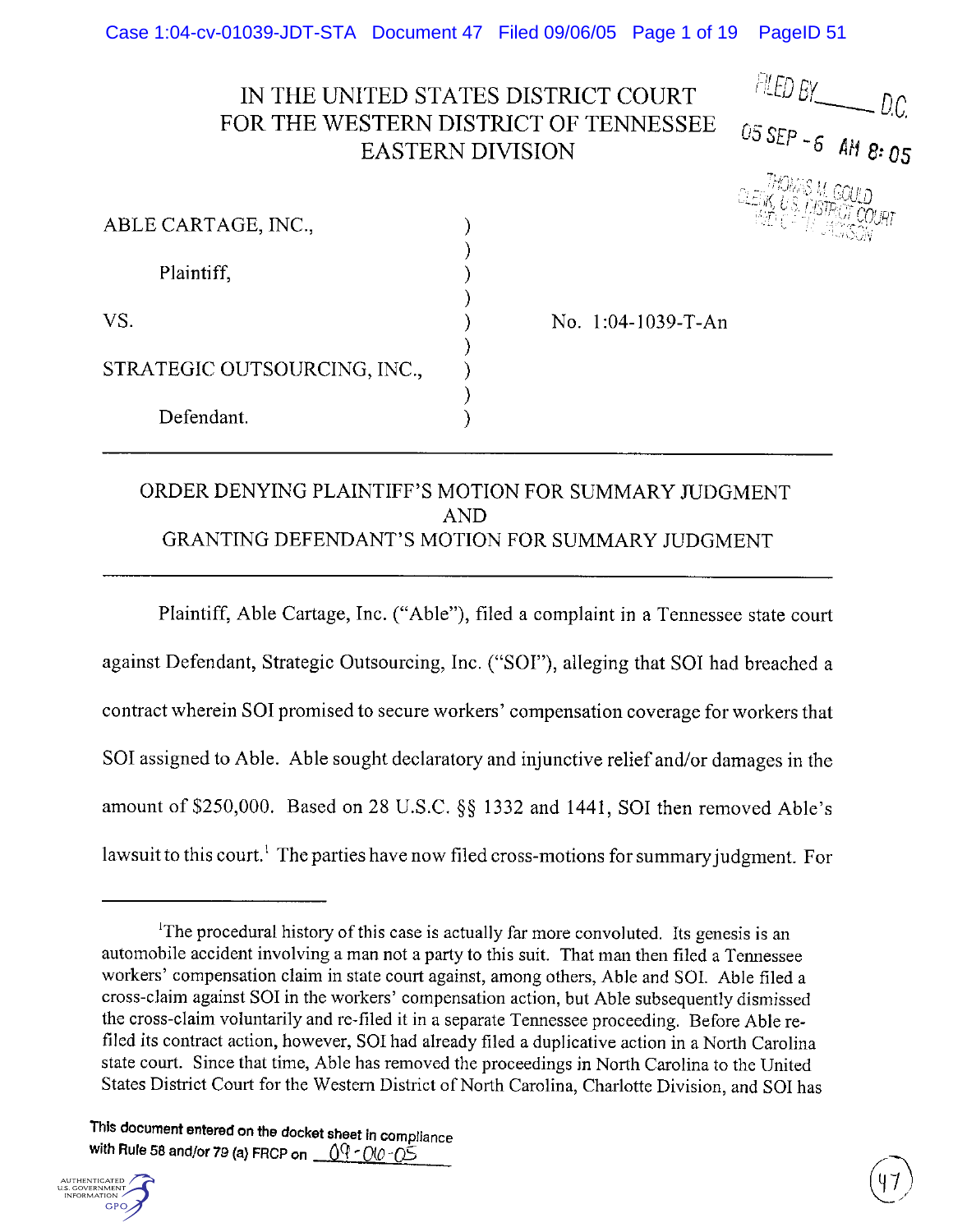IN THE UNITED STATES DISTRICT COURT
FOR THE WESTERN DISTRICT OF TENNESSEE
EASTERN DIVISION

FILED BY ______ D.C.
05 SEP -6 AM 8:05
THOMAS M. GOULD
CLERK, U.S. DISTRICT COURT
W/D OF TN, JACKSON

ABLE CARTAGE, INC., )
)
Plaintiff, )
)
VS. ) No. 1:04-1039-T-An
)
STRATEGIC OUTSOURCING, INC., )
)
Defendant. )

---

## ORDER DENYING PLAINTIFF'S MOTION FOR SUMMARY JUDGMENT AND GRANTING DEFENDANT'S MOTION FOR SUMMARY JUDGMENT

---

Plaintiff, Able Cartage, Inc. ("Able"), filed a complaint in a Tennessee state court against Defendant, Strategic Outsourcing, Inc. ("SOI"), alleging that SOI had breached a contract wherein SOI promised to secure workers' compensation coverage for workers that SOI assigned to Able. Able sought declaratory and injunctive relief and/or damages in the amount of $250,000. Based on 28 U.S.C. §§ 1332 and 1441, SOI then removed Able's lawsuit to this court.[1] The parties have now filed cross-motions for summary judgment. For

---

[1]The procedural history of this case is actually far more convoluted. Its genesis is an automobile accident involving a man not a party to this suit. That man then filed a Tennessee workers' compensation claim in state court against, among others, Able and SOI. Able filed a cross-claim against SOI in the workers' compensation action, but Able subsequently dismissed the cross-claim voluntarily and re-filed it in a separate Tennessee proceeding. Before Able re-filed its contract action, however, SOI had already filed a duplicative action in a North Carolina state court. Since that time, Able has removed the proceedings in North Carolina to the United States District Court for the Western District of North Carolina, Charlotte Division, and SOI has

This document entered on the docket sheet in compliance with Rule 58 and/or 79 (a) FRCP on 09-06-05

(47)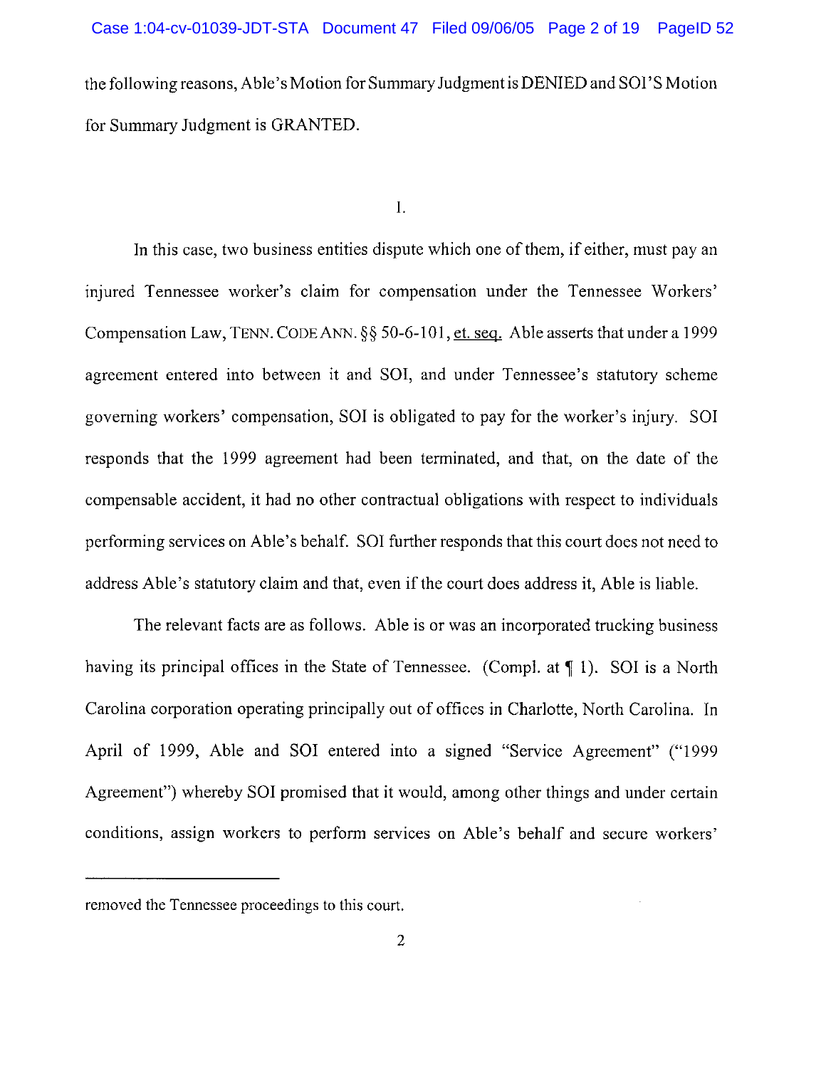the following reasons, Able's Motion for Summary Judgment is DENIED and SOI'S Motion for Summary Judgment is GRANTED.

I.

In this case, two business entities dispute which one of them, if either, must pay an injured Tennessee worker's claim for compensation under the Tennessee Workers' Compensation Law, TENN. CODE ANN. §§ 50-6-101, et. seq. Able asserts that under a 1999 agreement entered into between it and SOI, and under Tennessee's statutory scheme governing workers' compensation, SOI is obligated to pay for the worker's injury. SOI responds that the 1999 agreement had been terminated, and that, on the date of the compensable accident, it had no other contractual obligations with respect to individuals performing services on Able's behalf. SOI further responds that this court does not need to address Able's statutory claim and that, even if the court does address it, Able is liable.

The relevant facts are as follows. Able is or was an incorporated trucking business having its principal offices in the State of Tennessee. (Compl. at ¶ 1). SOI is a North Carolina corporation operating principally out of offices in Charlotte, North Carolina. In April of 1999, Able and SOI entered into a signed "Service Agreement" ("1999 Agreement") whereby SOI promised that it would, among other things and under certain conditions, assign workers to perform services on Able's behalf and secure workers'

---

removed the Tennessee proceedings to this court.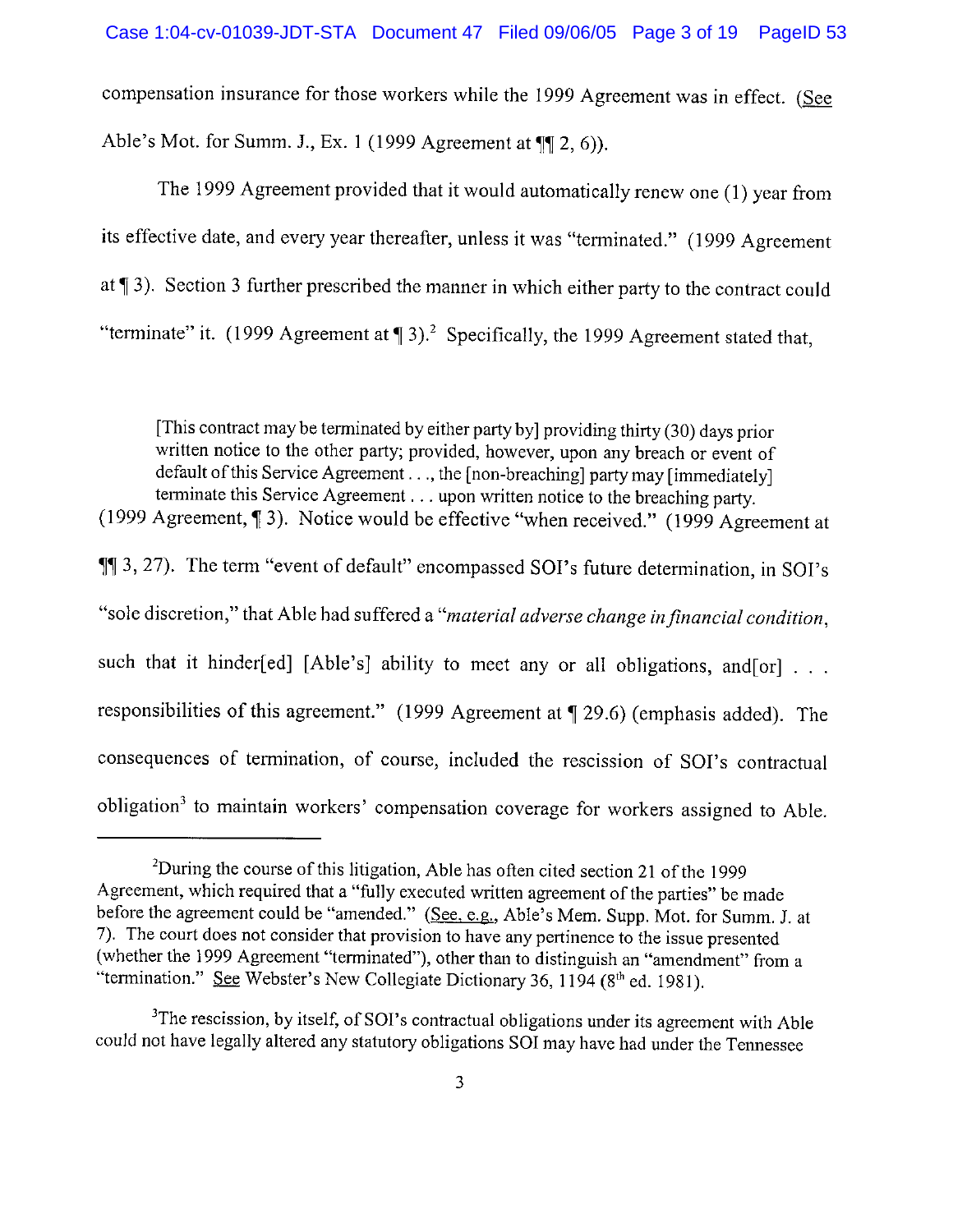compensation insurance for those workers while the 1999 Agreement was in effect. (See Able's Mot. for Summ. J., Ex. 1 (1999 Agreement at ¶¶ 2, 6)).

The 1999 Agreement provided that it would automatically renew one (1) year from its effective date, and every year thereafter, unless it was "terminated." (1999 Agreement at ¶ 3). Section 3 further prescribed the manner in which either party to the contract could "terminate" it. (1999 Agreement at ¶ 3).[2] Specifically, the 1999 Agreement stated that,

> [This contract may be terminated by either party by] providing thirty (30) days prior written notice to the other party; provided, however, upon any breach or event of default of this Service Agreement . . ., the [non-breaching] party may [immediately] terminate this Service Agreement . . . upon written notice to the breaching party.

(1999 Agreement, ¶ 3). Notice would be effective "when received." (1999 Agreement at ¶¶ 3, 27). The term "event of default" encompassed SOI's future determination, in SOI's "sole discretion," that Able had suffered a "*material adverse change in financial condition*, such that it hinder[ed] [Able's] ability to meet any or all obligations, and[or] . . . responsibilities of this agreement." (1999 Agreement at ¶ 29.6) (emphasis added). The consequences of termination, of course, included the rescission of SOI's contractual obligation[3] to maintain workers' compensation coverage for workers assigned to Able.

---

[2] During the course of this litigation, Able has often cited section 21 of the 1999 Agreement, which required that a "fully executed written agreement of the parties" be made before the agreement could be "amended." (See, e.g., Able's Mem. Supp. Mot. for Summ. J. at 7). The court does not consider that provision to have any pertinence to the issue presented (whether the 1999 Agreement "terminated"), other than to distinguish an "amendment" from a "termination." See Webster's New Collegiate Dictionary 36, 1194 (8th ed. 1981).

[3] The rescission, by itself, of SOI's contractual obligations under its agreement with Able could not have legally altered any statutory obligations SOI may have had under the Tennessee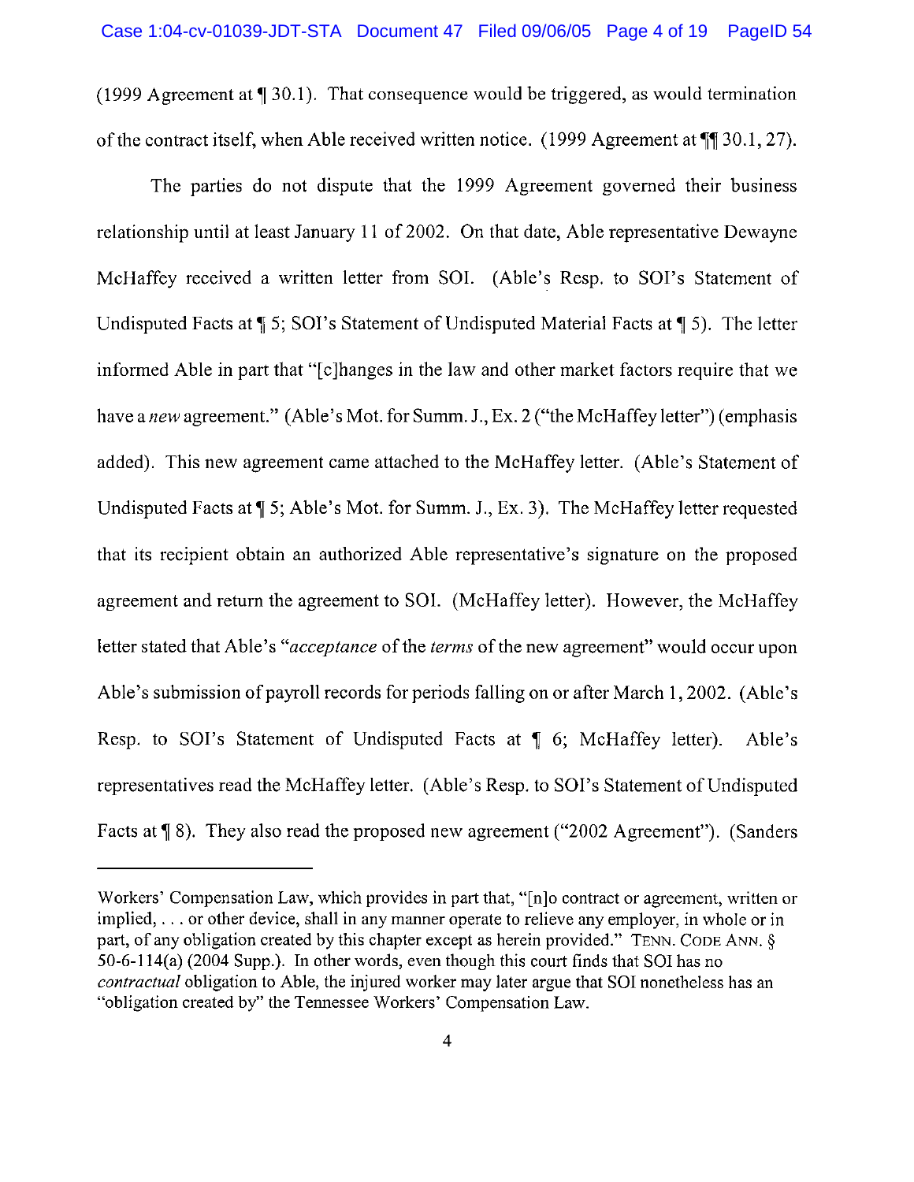(1999 Agreement at ¶ 30.1). That consequence would be triggered, as would termination of the contract itself, when Able received written notice. (1999 Agreement at ¶¶ 30.1, 27).

The parties do not dispute that the 1999 Agreement governed their business relationship until at least January 11 of 2002. On that date, Able representative Dewayne McHaffey received a written letter from SOI. (Able's Resp. to SOI's Statement of Undisputed Facts at ¶ 5; SOI's Statement of Undisputed Material Facts at ¶ 5). The letter informed Able in part that "[c]hanges in the law and other market factors require that we have a *new* agreement." (Able's Mot. for Summ. J., Ex. 2 ("the McHaffey letter") (emphasis added). This new agreement came attached to the McHaffey letter. (Able's Statement of Undisputed Facts at ¶ 5; Able's Mot. for Summ. J., Ex. 3). The McHaffey letter requested that its recipient obtain an authorized Able representative's signature on the proposed agreement and return the agreement to SOI. (McHaffey letter). However, the McHaffey letter stated that Able's "*acceptance* of the *terms* of the new agreement" would occur upon Able's submission of payroll records for periods falling on or after March 1, 2002. (Able's Resp. to SOI's Statement of Undisputed Facts at ¶ 6; McHaffey letter). Able's representatives read the McHaffey letter. (Able's Resp. to SOI's Statement of Undisputed Facts at ¶ 8). They also read the proposed new agreement ("2002 Agreement"). (Sanders

---

Workers' Compensation Law, which provides in part that, "[n]o contract or agreement, written or implied, . . . or other device, shall in any manner operate to relieve any employer, in whole or in part, of any obligation created by this chapter except as herein provided." TENN. CODE ANN. § 50-6-114(a) (2004 Supp.). In other words, even though this court finds that SOI has no *contractual* obligation to Able, the injured worker may later argue that SOI nonetheless has an "obligation created by" the Tennessee Workers' Compensation Law.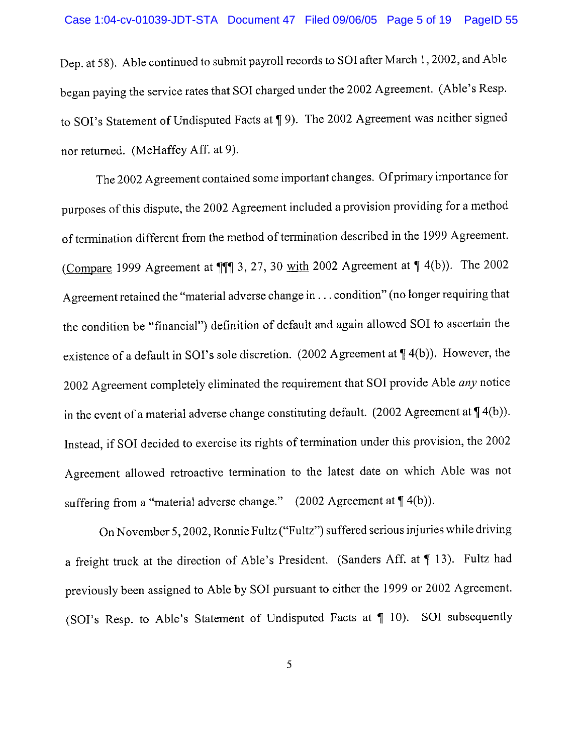Dep. at 58). Able continued to submit payroll records to SOI after March 1, 2002, and Able began paying the service rates that SOI charged under the 2002 Agreement. (Able's Resp. to SOI's Statement of Undisputed Facts at ¶ 9). The 2002 Agreement was neither signed nor returned. (McHaffey Aff. at 9).

The 2002 Agreement contained some important changes. Of primary importance for purposes of this dispute, the 2002 Agreement included a provision providing for a method of termination different from the method of termination described in the 1999 Agreement. (Compare 1999 Agreement at ¶¶¶ 3, 27, 30 with 2002 Agreement at ¶ 4(b)). The 2002 Agreement retained the "material adverse change in . . . condition" (no longer requiring that the condition be "financial") definition of default and again allowed SOI to ascertain the existence of a default in SOI's sole discretion. (2002 Agreement at ¶ 4(b)). However, the 2002 Agreement completely eliminated the requirement that SOI provide Able *any* notice in the event of a material adverse change constituting default. (2002 Agreement at ¶ 4(b)). Instead, if SOI decided to exercise its rights of termination under this provision, the 2002 Agreement allowed retroactive termination to the latest date on which Able was not suffering from a "material adverse change." (2002 Agreement at ¶ 4(b)).

On November 5, 2002, Ronnie Fultz ("Fultz") suffered serious injuries while driving a freight truck at the direction of Able's President. (Sanders Aff. at ¶ 13). Fultz had previously been assigned to Able by SOI pursuant to either the 1999 or 2002 Agreement. (SOI's Resp. to Able's Statement of Undisputed Facts at ¶ 10). SOI subsequently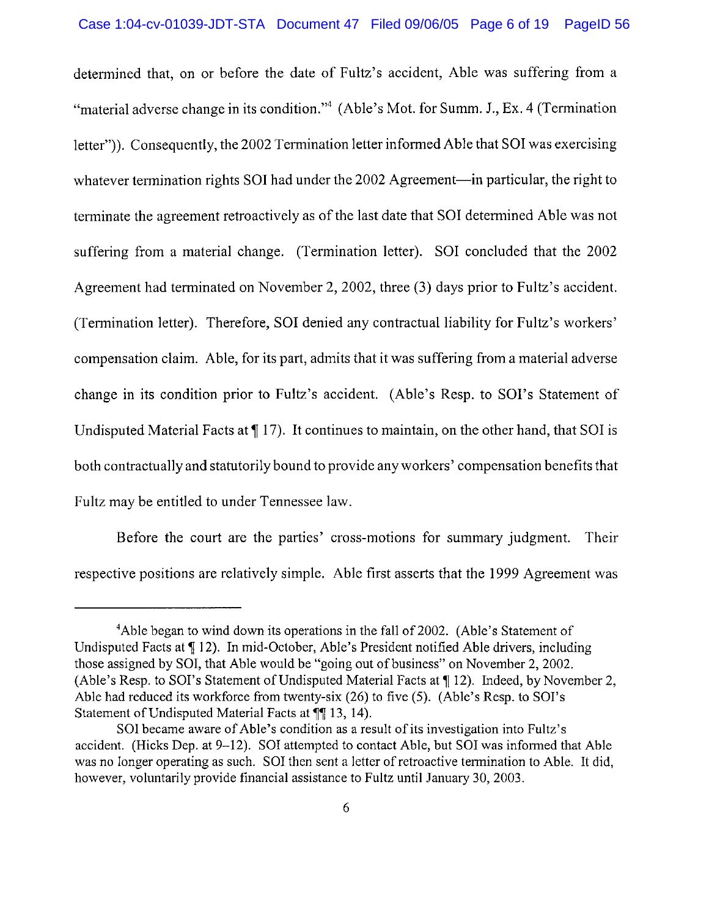determined that, on or before the date of Fultz's accident, Able was suffering from a "material adverse change in its condition."[4] (Able's Mot. for Summ. J., Ex. 4 (Termination letter")). Consequently, the 2002 Termination letter informed Able that SOI was exercising whatever termination rights SOI had under the 2002 Agreement—in particular, the right to terminate the agreement retroactively as of the last date that SOI determined Able was not suffering from a material change. (Termination letter). SOI concluded that the 2002 Agreement had terminated on November 2, 2002, three (3) days prior to Fultz's accident. (Termination letter). Therefore, SOI denied any contractual liability for Fultz's workers' compensation claim. Able, for its part, admits that it was suffering from a material adverse change in its condition prior to Fultz's accident. (Able's Resp. to SOI's Statement of Undisputed Material Facts at ¶ 17). It continues to maintain, on the other hand, that SOI is both contractually and statutorily bound to provide any workers' compensation benefits that Fultz may be entitled to under Tennessee law.

Before the court are the parties' cross-motions for summary judgment. Their respective positions are relatively simple. Able first asserts that the 1999 Agreement was

---

[4]Able began to wind down its operations in the fall of 2002. (Able's Statement of Undisputed Facts at ¶ 12). In mid-October, Able's President notified Able drivers, including those assigned by SOI, that Able would be "going out of business" on November 2, 2002. (Able's Resp. to SOI's Statement of Undisputed Material Facts at ¶ 12). Indeed, by November 2, Able had reduced its workforce from twenty-six (26) to five (5). (Able's Resp. to SOI's Statement of Undisputed Material Facts at ¶¶ 13, 14).

SOI became aware of Able's condition as a result of its investigation into Fultz's accident. (Hicks Dep. at 9–12). SOI attempted to contact Able, but SOI was informed that Able was no longer operating as such. SOI then sent a letter of retroactive termination to Able. It did, however, voluntarily provide financial assistance to Fultz until January 30, 2003.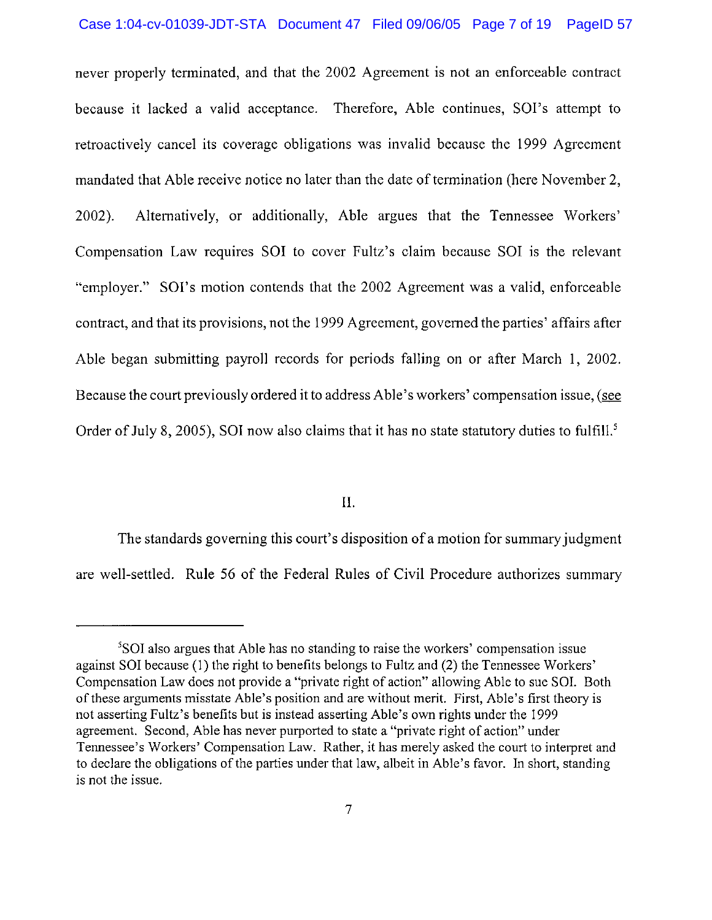never properly terminated, and that the 2002 Agreement is not an enforceable contract because it lacked a valid acceptance. Therefore, Able continues, SOI's attempt to retroactively cancel its coverage obligations was invalid because the 1999 Agreement mandated that Able receive notice no later than the date of termination (here November 2, 2002). Alternatively, or additionally, Able argues that the Tennessee Workers' Compensation Law requires SOI to cover Fultz's claim because SOI is the relevant "employer." SOI's motion contends that the 2002 Agreement was a valid, enforceable contract, and that its provisions, not the 1999 Agreement, governed the parties' affairs after Able began submitting payroll records for periods falling on or after March 1, 2002. Because the court previously ordered it to address Able's workers' compensation issue, (see Order of July 8, 2005), SOI now also claims that it has no state statutory duties to fulfill.[5]

II.

The standards governing this court's disposition of a motion for summary judgment are well-settled. Rule 56 of the Federal Rules of Civil Procedure authorizes summary

---

[5] SOI also argues that Able has no standing to raise the workers' compensation issue against SOI because (1) the right to benefits belongs to Fultz and (2) the Tennessee Workers' Compensation Law does not provide a "private right of action" allowing Able to sue SOI. Both of these arguments misstate Able's position and are without merit. First, Able's first theory is not asserting Fultz's benefits but is instead asserting Able's own rights under the 1999 agreement. Second, Able has never purported to state a "private right of action" under Tennessee's Workers' Compensation Law. Rather, it has merely asked the court to interpret and to declare the obligations of the parties under that law, albeit in Able's favor. In short, standing is not the issue.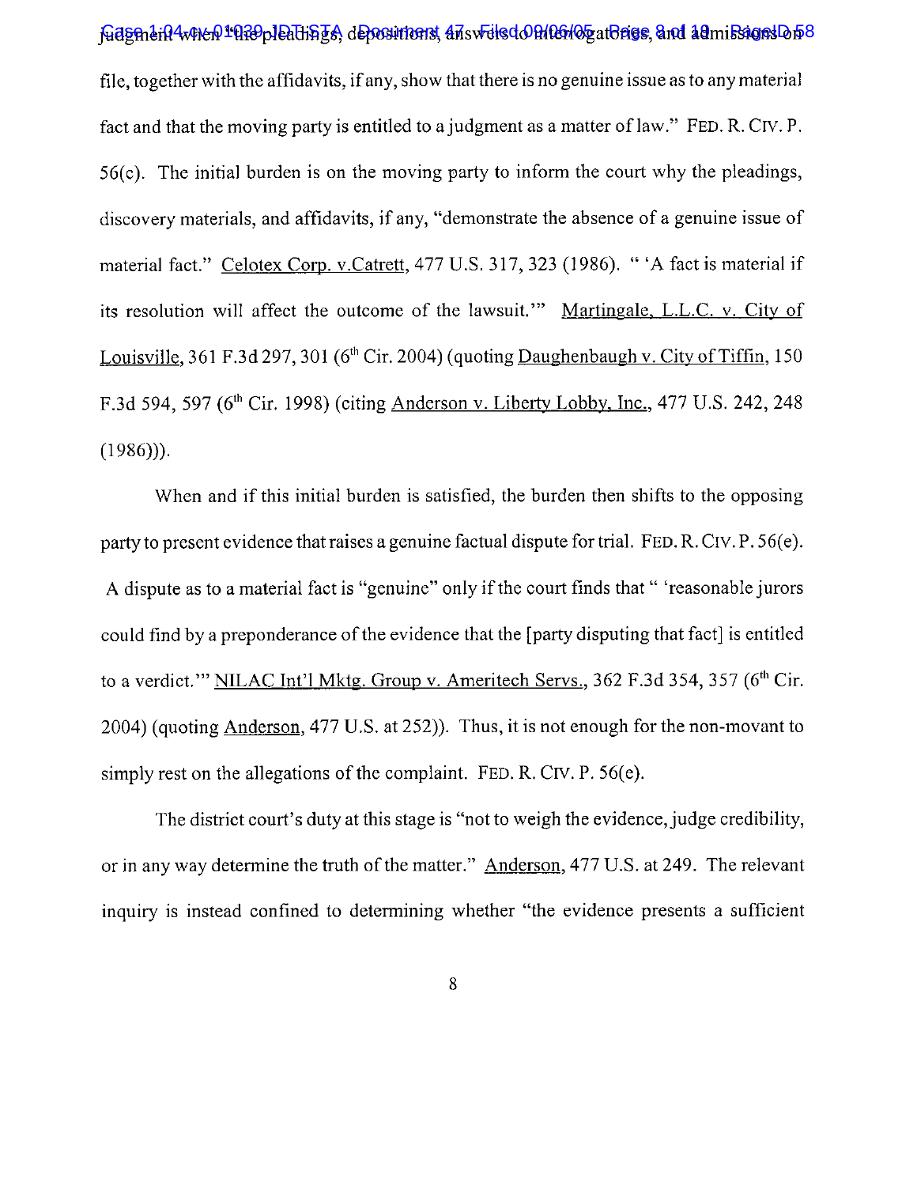judgment when "the pleadings, depositions, answers to interrogatories, and admissions on file, together with the affidavits, if any, show that there is no genuine issue as to any material fact and that the moving party is entitled to a judgment as a matter of law." FED. R. CIV. P. 56(c). The initial burden is on the moving party to inform the court why the pleadings, discovery materials, and affidavits, if any, "demonstrate the absence of a genuine issue of material fact." Celotex Corp. v.Catrett, 477 U.S. 317, 323 (1986). " 'A fact is material if its resolution will affect the outcome of the lawsuit.'" Martingale, L.L.C. v. City of Louisville, 361 F.3d 297, 301 (6th Cir. 2004) (quoting Daughenbaugh v. City of Tiffin, 150 F.3d 594, 597 (6th Cir. 1998) (citing Anderson v. Liberty Lobby, Inc., 477 U.S. 242, 248 (1986))).

When and if this initial burden is satisfied, the burden then shifts to the opposing party to present evidence that raises a genuine factual dispute for trial. FED. R. CIV. P. 56(e). A dispute as to a material fact is "genuine" only if the court finds that " 'reasonable jurors could find by a preponderance of the evidence that the [party disputing that fact] is entitled to a verdict.'" NILAC Int'l Mktg. Group v. Ameritech Servs., 362 F.3d 354, 357 (6th Cir. 2004) (quoting Anderson, 477 U.S. at 252)). Thus, it is not enough for the non-movant to simply rest on the allegations of the complaint. FED. R. CIV. P. 56(e).

The district court's duty at this stage is "not to weigh the evidence, judge credibility, or in any way determine the truth of the matter." Anderson, 477 U.S. at 249. The relevant inquiry is instead confined to determining whether "the evidence presents a sufficient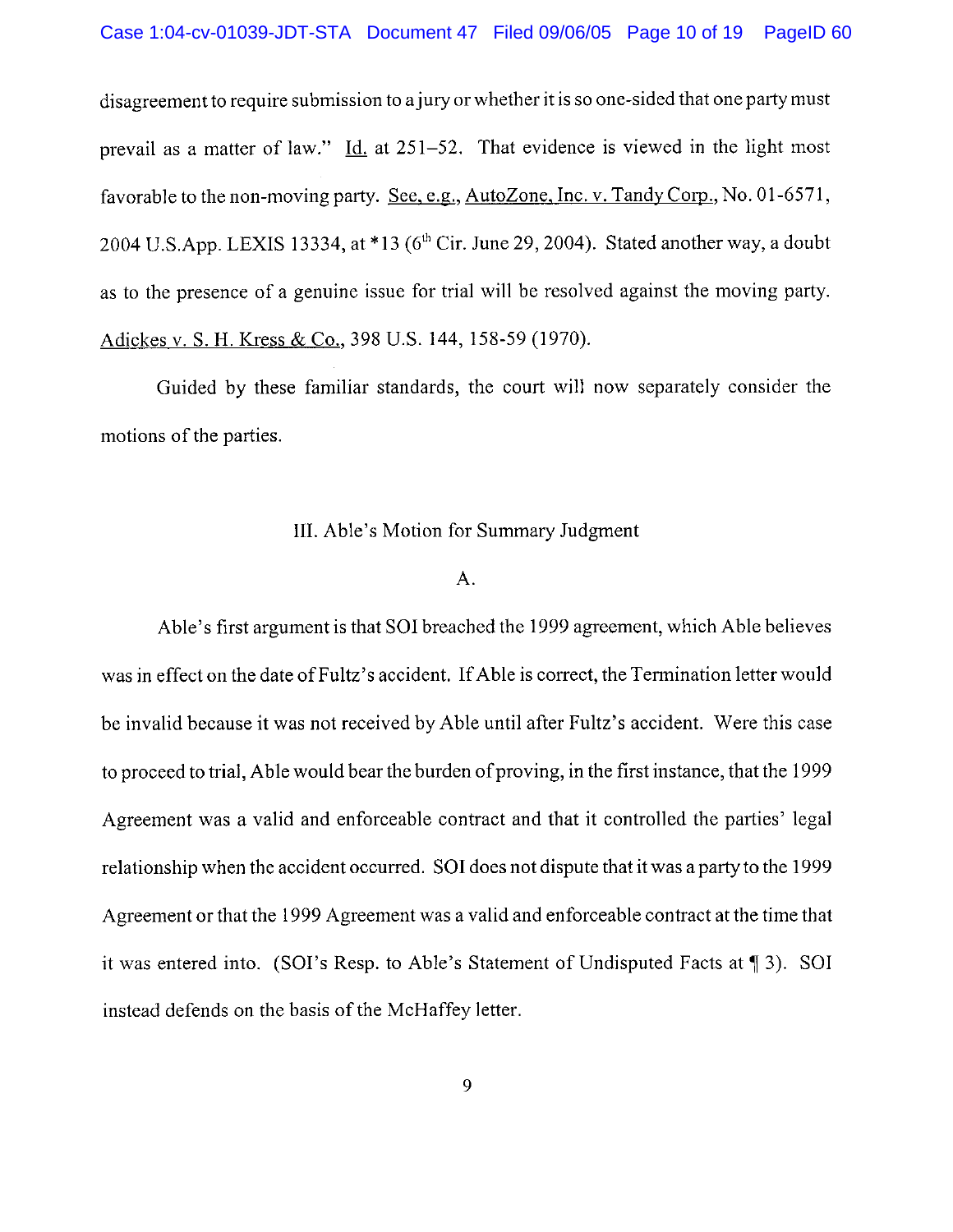disagreement to require submission to a jury or whether it is so one-sided that one party must prevail as a matter of law." Id. at 251–52. That evidence is viewed in the light most favorable to the non-moving party. See, e.g., AutoZone, Inc. v. Tandy Corp., No. 01-6571, 2004 U.S.App. LEXIS 13334, at *13 (6th Cir. June 29, 2004). Stated another way, a doubt as to the presence of a genuine issue for trial will be resolved against the moving party. Adickes v. S. H. Kress & Co., 398 U.S. 144, 158-59 (1970).

Guided by these familiar standards, the court will now separately consider the motions of the parties.

## III. Able's Motion for Summary Judgment

### A.

Able's first argument is that SOI breached the 1999 agreement, which Able believes was in effect on the date of Fultz's accident. If Able is correct, the Termination letter would be invalid because it was not received by Able until after Fultz's accident. Were this case to proceed to trial, Able would bear the burden of proving, in the first instance, that the 1999 Agreement was a valid and enforceable contract and that it controlled the parties' legal relationship when the accident occurred. SOI does not dispute that it was a party to the 1999 Agreement or that the 1999 Agreement was a valid and enforceable contract at the time that it was entered into. (SOI's Resp. to Able's Statement of Undisputed Facts at ¶ 3). SOI instead defends on the basis of the McHaffey letter.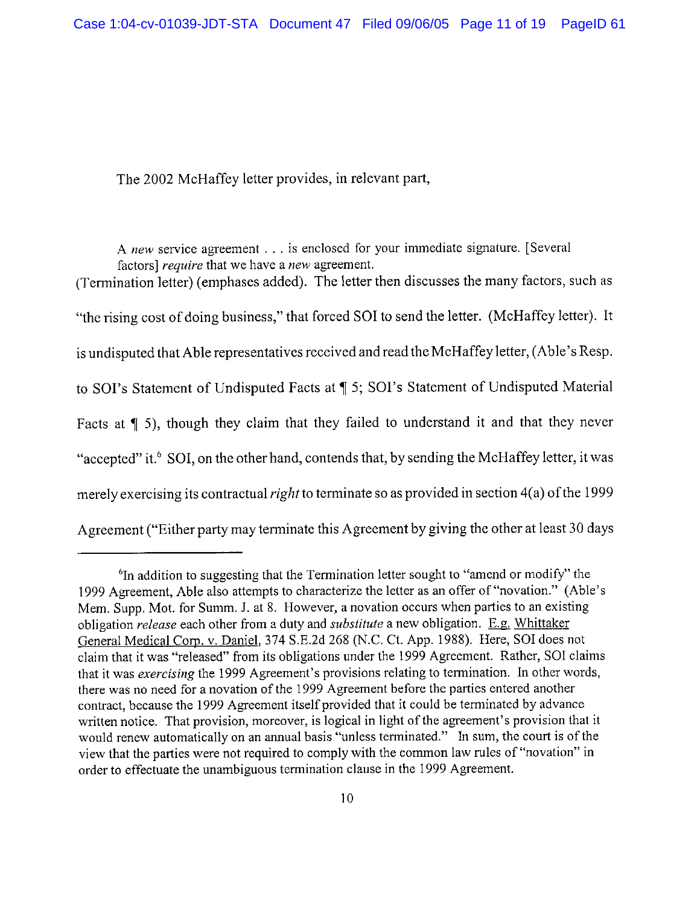The 2002 McHaffey letter provides, in relevant part,

> A *new* service agreement . . . is enclosed for your immediate signature. [Several factors] *require* that we have a *new* agreement.

(Termination letter) (emphases added). The letter then discusses the many factors, such as "the rising cost of doing business," that forced SOI to send the letter. (McHaffey letter). It is undisputed that Able representatives received and read the McHaffey letter, (Able's Resp. to SOI's Statement of Undisputed Facts at ¶ 5; SOI's Statement of Undisputed Material Facts at ¶ 5), though they claim that they failed to understand it and that they never "accepted" it.[6] SOI, on the other hand, contends that, by sending the McHaffey letter, it was merely exercising its contractual *right* to terminate so as provided in section 4(a) of the 1999 Agreement ("Either party may terminate this Agreement by giving the other at least 30 days

---

[6]In addition to suggesting that the Termination letter sought to "amend or modify" the 1999 Agreement, Able also attempts to characterize the letter as an offer of "novation." (Able's Mem. Supp. Mot. for Summ. J. at 8. However, a novation occurs when parties to an existing obligation *release* each other from a duty and *substitute* a new obligation. E.g. Whittaker General Medical Corp. v. Daniel, 374 S.E.2d 268 (N.C. Ct. App. 1988). Here, SOI does not claim that it was "released" from its obligations under the 1999 Agreement. Rather, SOI claims that it was *exercising* the 1999 Agreement's provisions relating to termination. In other words, there was no need for a novation of the 1999 Agreement before the parties entered another contract, because the 1999 Agreement itself provided that it could be terminated by advance written notice. That provision, moreover, is logical in light of the agreement's provision that it would renew automatically on an annual basis "unless terminated." In sum, the court is of the view that the parties were not required to comply with the common law rules of "novation" in order to effectuate the unambiguous termination clause in the 1999 Agreement.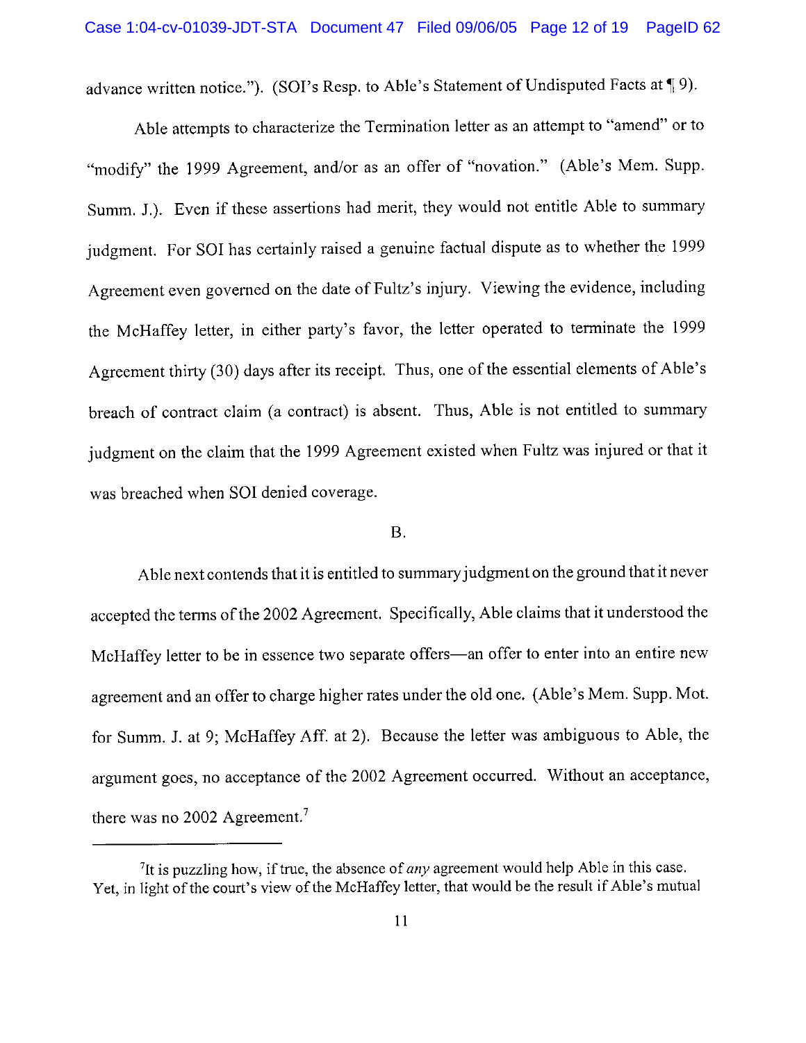advance written notice."). (SOI's Resp. to Able's Statement of Undisputed Facts at ¶ 9).

Able attempts to characterize the Termination letter as an attempt to "amend" or to "modify" the 1999 Agreement, and/or as an offer of "novation." (Able's Mem. Supp. Summ. J.). Even if these assertions had merit, they would not entitle Able to summary judgment. For SOI has certainly raised a genuine factual dispute as to whether the 1999 Agreement even governed on the date of Fultz's injury. Viewing the evidence, including the McHaffey letter, in either party's favor, the letter operated to terminate the 1999 Agreement thirty (30) days after its receipt. Thus, one of the essential elements of Able's breach of contract claim (a contract) is absent. Thus, Able is not entitled to summary judgment on the claim that the 1999 Agreement existed when Fultz was injured or that it was breached when SOI denied coverage.

B.

Able next contends that it is entitled to summary judgment on the ground that it never accepted the terms of the 2002 Agreement. Specifically, Able claims that it understood the McHaffey letter to be in essence two separate offers—an offer to enter into an entire new agreement and an offer to charge higher rates under the old one. (Able's Mem. Supp. Mot. for Summ. J. at 9; McHaffey Aff. at 2). Because the letter was ambiguous to Able, the argument goes, no acceptance of the 2002 Agreement occurred. Without an acceptance, there was no 2002 Agreement.[7]

---

[7]It is puzzling how, if true, the absence of *any* agreement would help Able in this case. Yet, in light of the court's view of the McHaffey letter, that would be the result if Able's mutual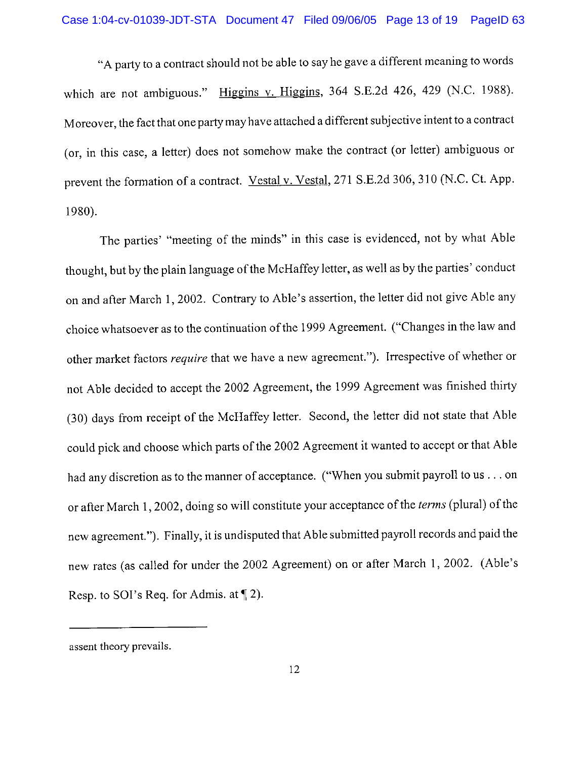"A party to a contract should not be able to say he gave a different meaning to words which are not ambiguous." Higgins v. Higgins, 364 S.E.2d 426, 429 (N.C. 1988). Moreover, the fact that one party may have attached a different subjective intent to a contract (or, in this case, a letter) does not somehow make the contract (or letter) ambiguous or prevent the formation of a contract. Vestal v. Vestal, 271 S.E.2d 306, 310 (N.C. Ct. App. 1980).

The parties' "meeting of the minds" in this case is evidenced, not by what Able thought, but by the plain language of the McHaffey letter, as well as by the parties' conduct on and after March 1, 2002. Contrary to Able's assertion, the letter did not give Able any choice whatsoever as to the continuation of the 1999 Agreement. ("Changes in the law and other market factors *require* that we have a new agreement."). Irrespective of whether or not Able decided to accept the 2002 Agreement, the 1999 Agreement was finished thirty (30) days from receipt of the McHaffey letter. Second, the letter did not state that Able could pick and choose which parts of the 2002 Agreement it wanted to accept or that Able had any discretion as to the manner of acceptance. ("When you submit payroll to us . . . on or after March 1, 2002, doing so will constitute your acceptance of the *terms* (plural) of the new agreement."). Finally, it is undisputed that Able submitted payroll records and paid the new rates (as called for under the 2002 Agreement) on or after March 1, 2002. (Able's Resp. to SOI's Req. for Admis. at ¶ 2).

---

assent theory prevails.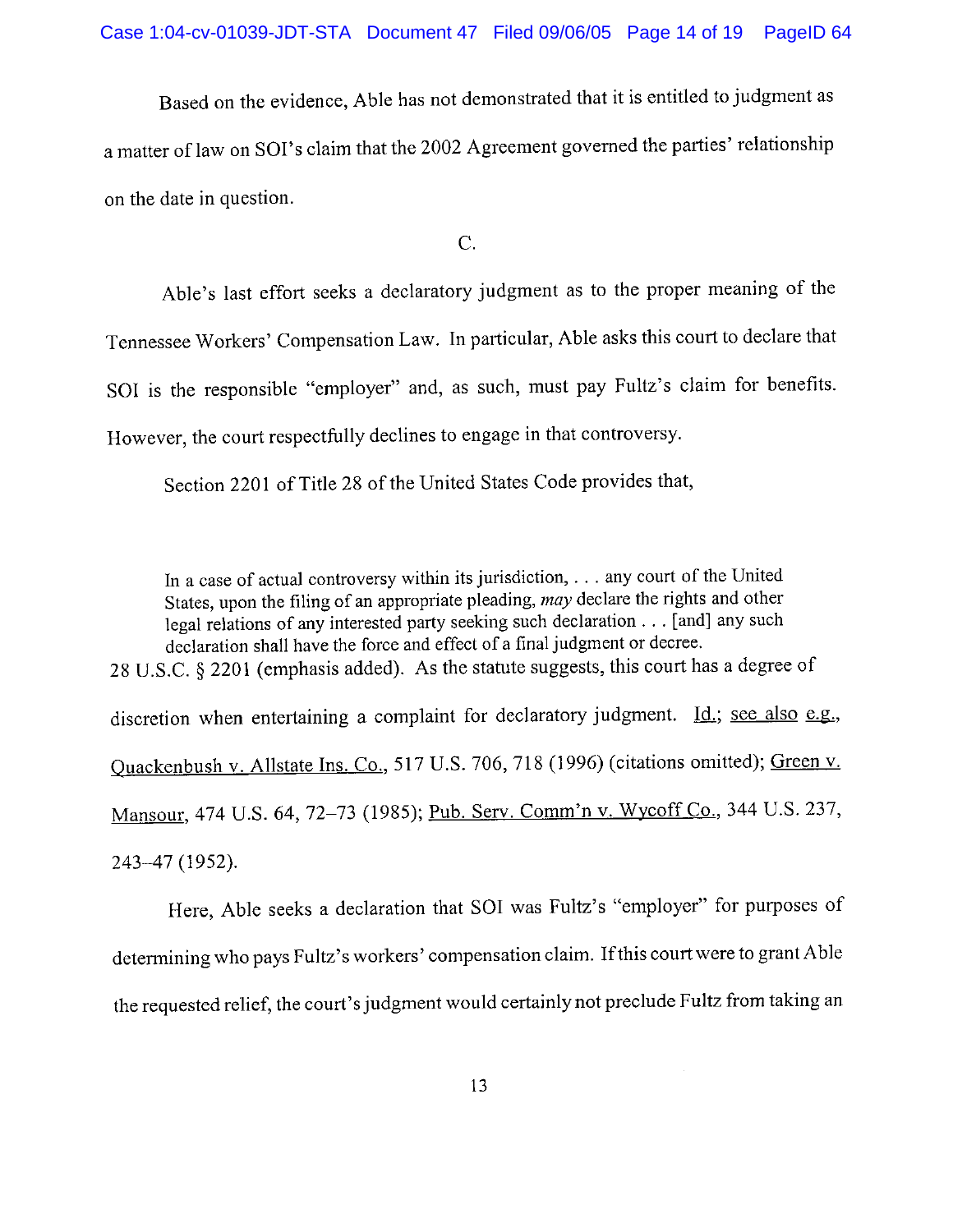Based on the evidence, Able has not demonstrated that it is entitled to judgment as a matter of law on SOI's claim that the 2002 Agreement governed the parties' relationship on the date in question.

C.

Able's last effort seeks a declaratory judgment as to the proper meaning of the Tennessee Workers' Compensation Law. In particular, Able asks this court to declare that SOI is the responsible "employer" and, as such, must pay Fultz's claim for benefits. However, the court respectfully declines to engage in that controversy.

Section 2201 of Title 28 of the United States Code provides that,

> In a case of actual controversy within its jurisdiction, . . . any court of the United States, upon the filing of an appropriate pleading, *may* declare the rights and other legal relations of any interested party seeking such declaration . . . [and] any such declaration shall have the force and effect of a final judgment or decree.

28 U.S.C. § 2201 (emphasis added). As the statute suggests, this court has a degree of discretion when entertaining a complaint for declaratory judgment. Id.; see also e.g., Quackenbush v. Allstate Ins. Co., 517 U.S. 706, 718 (1996) (citations omitted); Green v. Mansour, 474 U.S. 64, 72–73 (1985); Pub. Serv. Comm'n v. Wycoff Co., 344 U.S. 237, 243–47 (1952).

Here, Able seeks a declaration that SOI was Fultz's "employer" for purposes of determining who pays Fultz's workers' compensation claim. If this court were to grant Able the requested relief, the court's judgment would certainly not preclude Fultz from taking an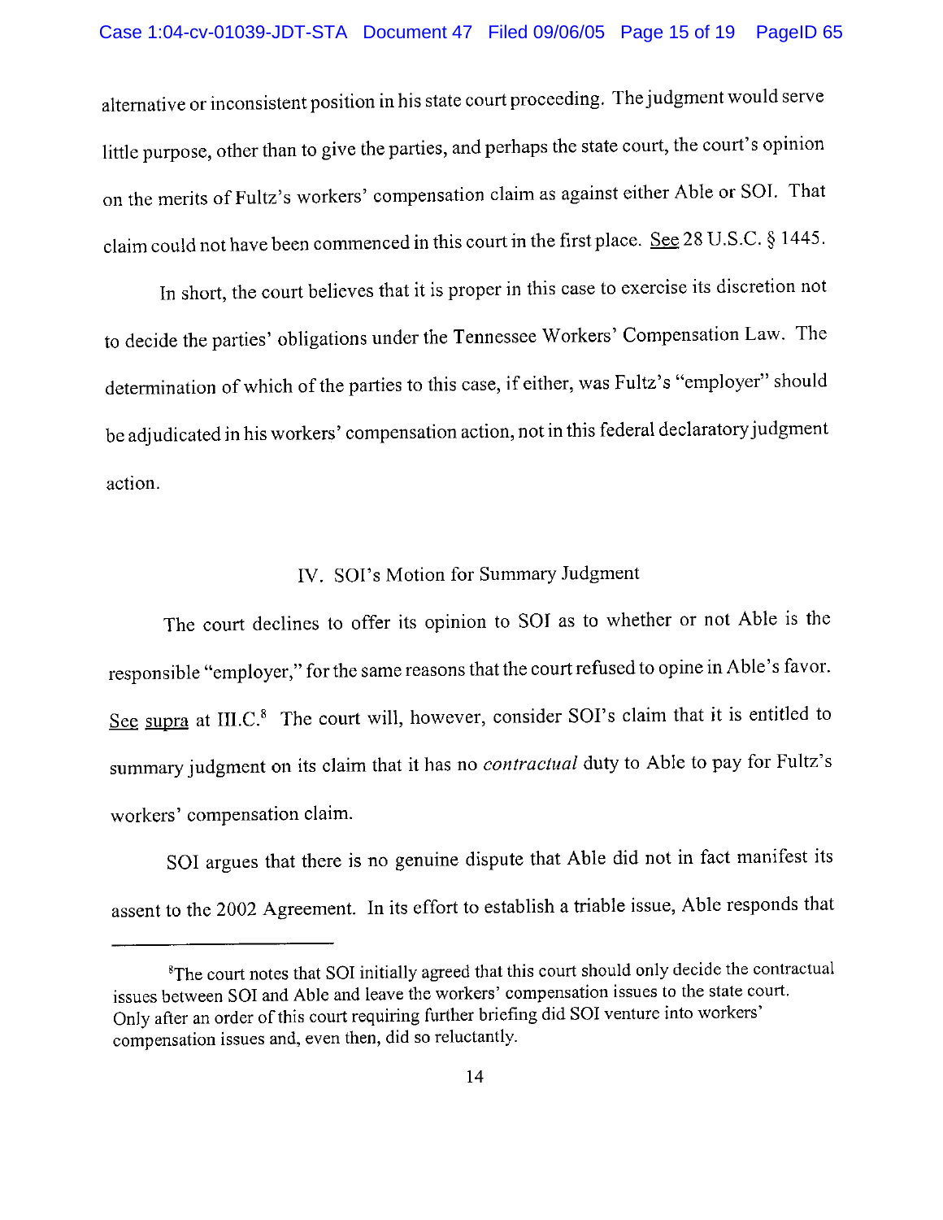alternative or inconsistent position in his state court proceeding. The judgment would serve little purpose, other than to give the parties, and perhaps the state court, the court's opinion on the merits of Fultz's workers' compensation claim as against either Able or SOI. That claim could not have been commenced in this court in the first place. See 28 U.S.C. § 1445.

In short, the court believes that it is proper in this case to exercise its discretion not to decide the parties' obligations under the Tennessee Workers' Compensation Law. The determination of which of the parties to this case, if either, was Fultz's "employer" should be adjudicated in his workers' compensation action, not in this federal declaratory judgment action.

## IV. SOI's Motion for Summary Judgment

The court declines to offer its opinion to SOI as to whether or not Able is the responsible "employer," for the same reasons that the court refused to opine in Able's favor. See supra at III.C.[8] The court will, however, consider SOI's claim that it is entitled to summary judgment on its claim that it has no *contractual* duty to Able to pay for Fultz's workers' compensation claim.

SOI argues that there is no genuine dispute that Able did not in fact manifest its assent to the 2002 Agreement. In its effort to establish a triable issue, Able responds that

---

[8] The court notes that SOI initially agreed that this court should only decide the contractual issues between SOI and Able and leave the workers' compensation issues to the state court. Only after an order of this court requiring further briefing did SOI venture into workers' compensation issues and, even then, did so reluctantly.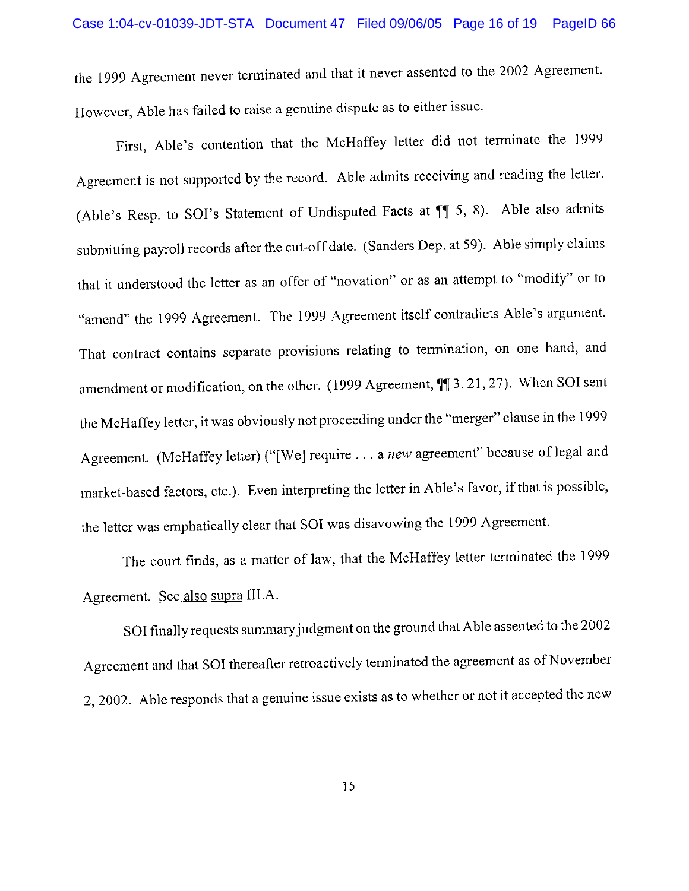the 1999 Agreement never terminated and that it never assented to the 2002 Agreement. However, Able has failed to raise a genuine dispute as to either issue.

First, Able's contention that the McHaffey letter did not terminate the 1999 Agreement is not supported by the record. Able admits receiving and reading the letter. (Able's Resp. to SOI's Statement of Undisputed Facts at ¶¶ 5, 8). Able also admits submitting payroll records after the cut-off date. (Sanders Dep. at 59). Able simply claims that it understood the letter as an offer of "novation" or as an attempt to "modify" or to "amend" the 1999 Agreement. The 1999 Agreement itself contradicts Able's argument. That contract contains separate provisions relating to termination, on one hand, and amendment or modification, on the other. (1999 Agreement, ¶¶ 3, 21, 27). When SOI sent the McHaffey letter, it was obviously not proceeding under the "merger" clause in the 1999 Agreement. (McHaffey letter) ("[We] require . . . a *new* agreement" because of legal and market-based factors, etc.). Even interpreting the letter in Able's favor, if that is possible, the letter was emphatically clear that SOI was disavowing the 1999 Agreement.

The court finds, as a matter of law, that the McHaffey letter terminated the 1999 Agreement. <u>See also</u> <u>supra</u> III.A.

SOI finally requests summary judgment on the ground that Able assented to the 2002 Agreement and that SOI thereafter retroactively terminated the agreement as of November 2, 2002. Able responds that a genuine issue exists as to whether or not it accepted the new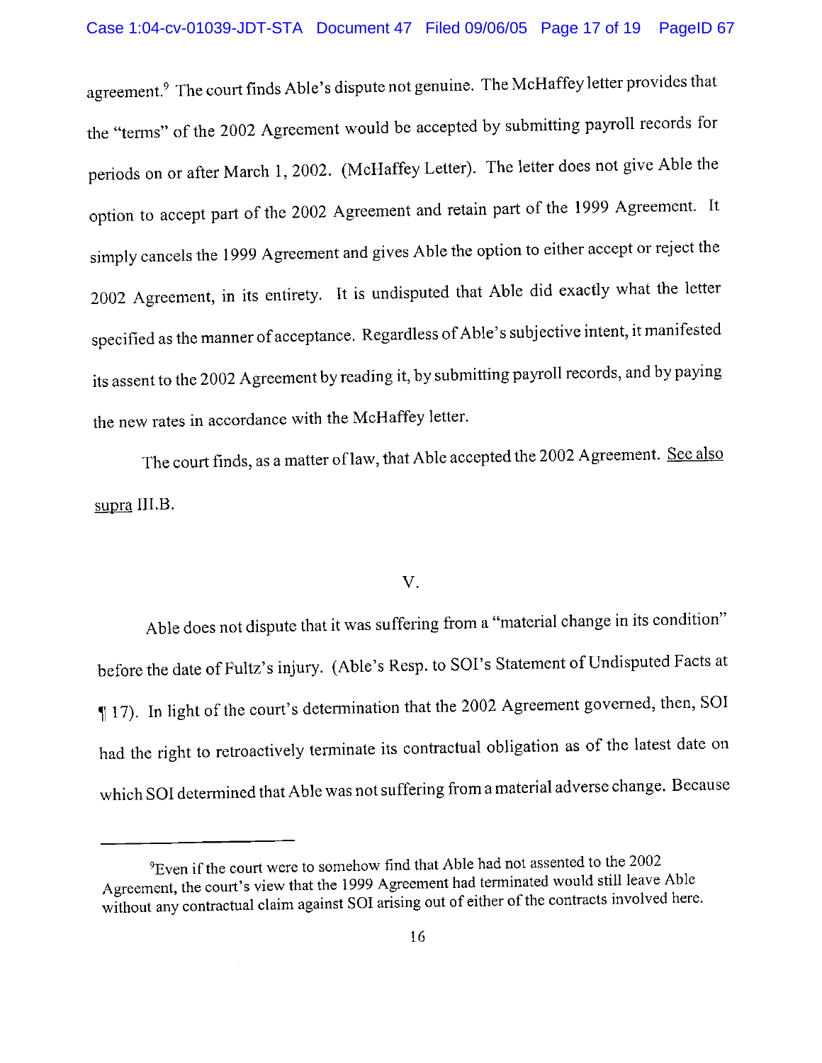agreement.[9] The court finds Able's dispute not genuine. The McHaffey letter provides that the "terms" of the 2002 Agreement would be accepted by submitting payroll records for periods on or after March 1, 2002. (McHaffey Letter). The letter does not give Able the option to accept part of the 2002 Agreement and retain part of the 1999 Agreement. It simply cancels the 1999 Agreement and gives Able the option to either accept or reject the 2002 Agreement, in its entirety. It is undisputed that Able did exactly what the letter specified as the manner of acceptance. Regardless of Able's subjective intent, it manifested its assent to the 2002 Agreement by reading it, by submitting payroll records, and by paying the new rates in accordance with the McHaffey letter.

The court finds, as a matter of law, that Able accepted the 2002 Agreement. See also supra III.B.

## V.

Able does not dispute that it was suffering from a "material change in its condition" before the date of Fultz's injury. (Able's Resp. to SOI's Statement of Undisputed Facts at ¶ 17). In light of the court's determination that the 2002 Agreement governed, then, SOI had the right to retroactively terminate its contractual obligation as of the latest date on which SOI determined that Able was not suffering from a material adverse change. Because

---

[9] Even if the court were to somehow find that Able had not assented to the 2002 Agreement, the court's view that the 1999 Agreement had terminated would still leave Able without any contractual claim against SOI arising out of either of the contracts involved here.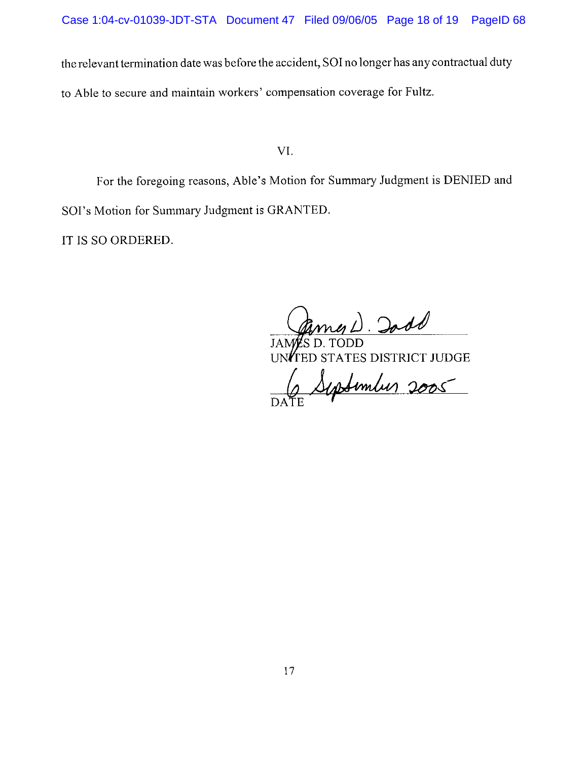the relevant termination date was before the accident, SOI no longer has any contractual duty to Able to secure and maintain workers' compensation coverage for Fultz.

## VI.

For the foregoing reasons, Able's Motion for Summary Judgment is DENIED and SOI's Motion for Summary Judgment is GRANTED.

IT IS SO ORDERED.

James D. Todd
JAMES D. TODD
UNITED STATES DISTRICT JUDGE

6 September 2005
DATE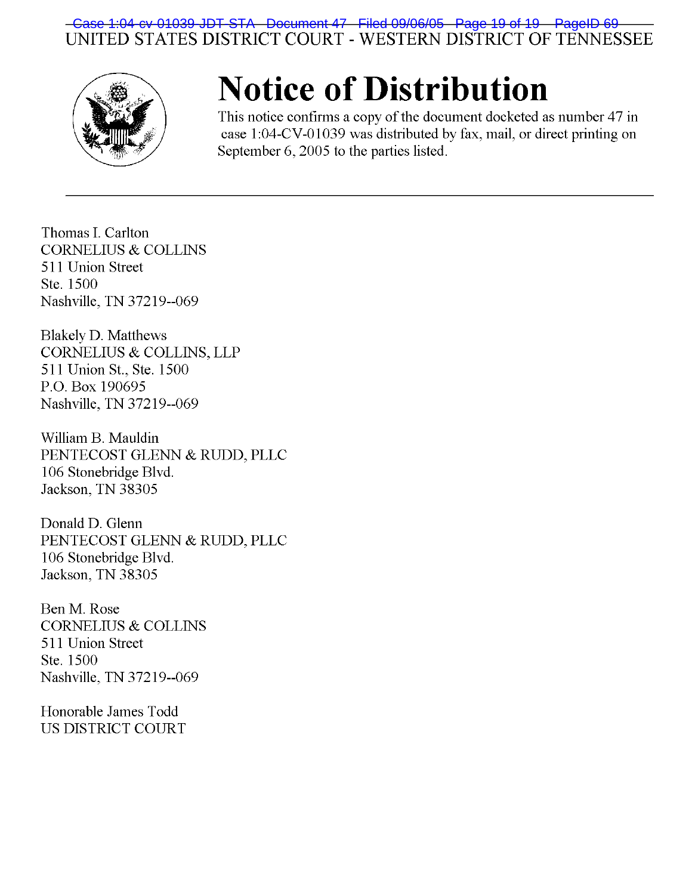UNITED STATES DISTRICT COURT - WESTERN DISTRICT OF TENNESSEE

# Notice of Distribution

This notice confirms a copy of the document docketed as number 47 in case 1:04-CV-01039 was distributed by fax, mail, or direct printing on September 6, 2005 to the parties listed.

---

Thomas I. Carlton
CORNELIUS & COLLINS
511 Union Street
Ste. 1500
Nashville, TN 37219--069

Blakely D. Matthews
CORNELIUS & COLLINS, LLP
511 Union St., Ste. 1500
P.O. Box 190695
Nashville, TN 37219--069

William B. Mauldin
PENTECOST GLENN & RUDD, PLLC
106 Stonebridge Blvd.
Jackson, TN 38305

Donald D. Glenn
PENTECOST GLENN & RUDD, PLLC
106 Stonebridge Blvd.
Jackson, TN 38305

Ben M. Rose
CORNELIUS & COLLINS
511 Union Street
Ste. 1500
Nashville, TN 37219--069

Honorable James Todd
US DISTRICT COURT